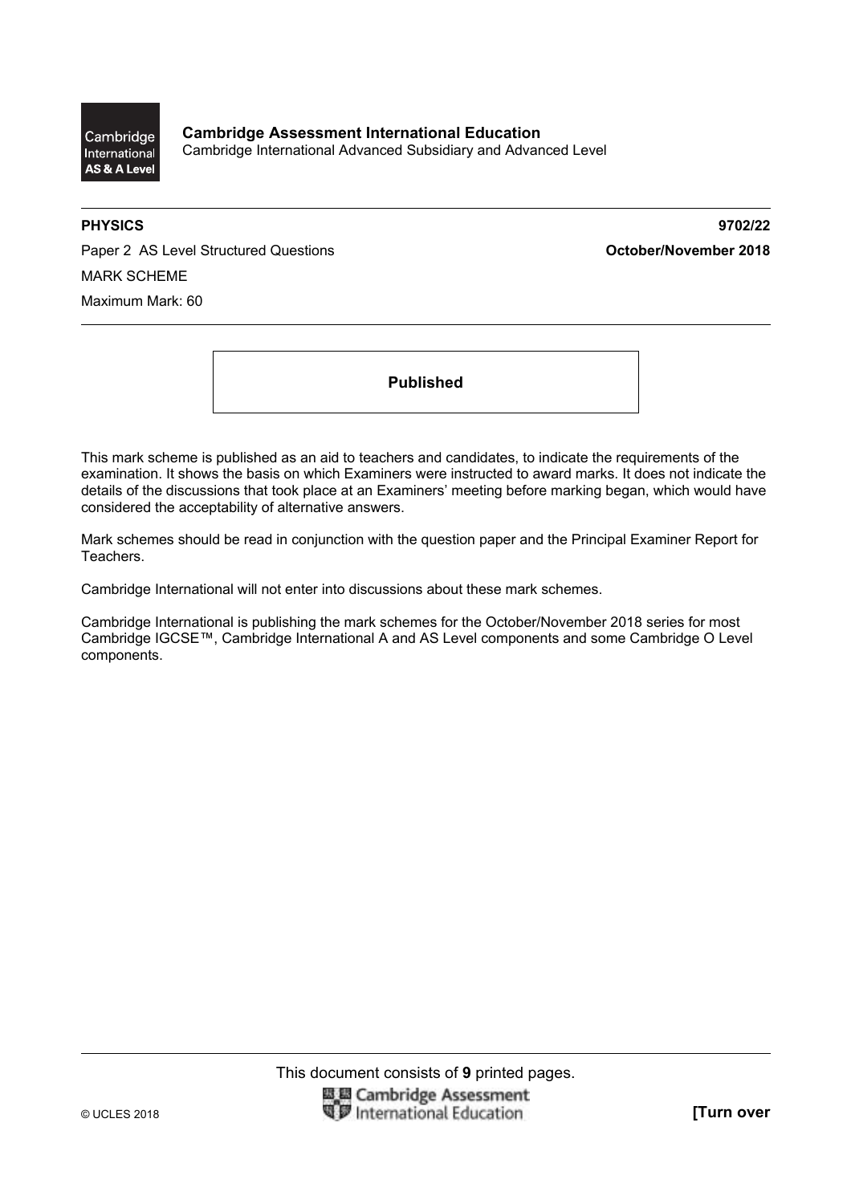Cambridge International AS & A Level

**Cambridge Assessment International Education**
Cambridge International Advanced Subsidiary and Advanced Level

**PHYSICS** **9702/22**

Paper 2 AS Level Structured Questions **October/November 2018**

MARK SCHEME

Maximum Mark: 60

**Published**

This mark scheme is published as an aid to teachers and candidates, to indicate the requirements of the examination. It shows the basis on which Examiners were instructed to award marks. It does not indicate the details of the discussions that took place at an Examiners' meeting before marking began, which would have considered the acceptability of alternative answers.

Mark schemes should be read in conjunction with the question paper and the Principal Examiner Report for Teachers.

Cambridge International will not enter into discussions about these mark schemes.

Cambridge International is publishing the mark schemes for the October/November 2018 series for most Cambridge IGCSE™, Cambridge International A and AS Level components and some Cambridge O Level components.

This document consists of **9** printed pages.

© UCLES 2018

**[Turn over**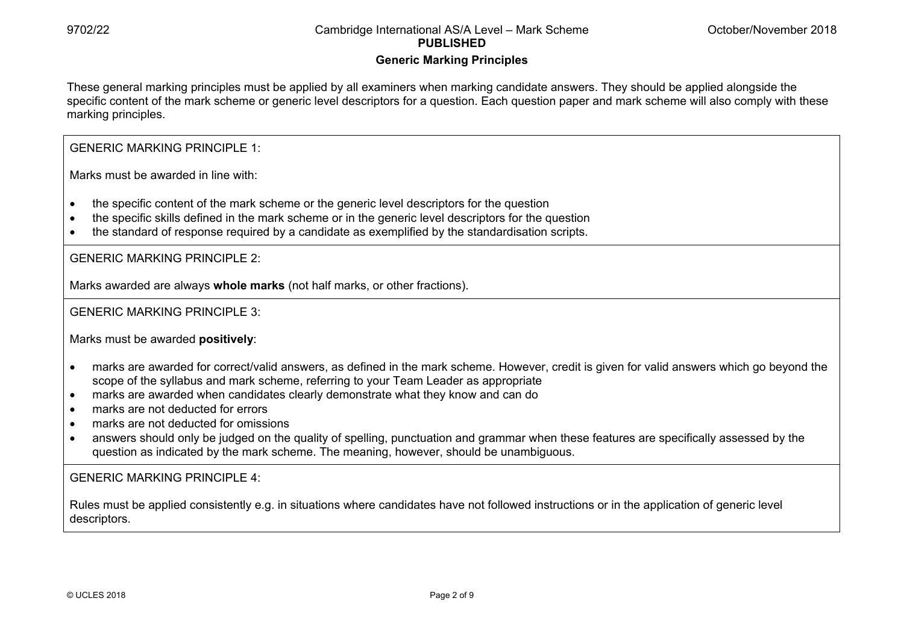## Generic Marking Principles

These general marking principles must be applied by all examiners when marking candidate answers. They should be applied alongside the specific content of the mark scheme or generic level descriptors for a question. Each question paper and mark scheme will also comply with these marking principles.

GENERIC MARKING PRINCIPLE 1:

Marks must be awarded in line with:

- the specific content of the mark scheme or the generic level descriptors for the question
- the specific skills defined in the mark scheme or in the generic level descriptors for the question
- the standard of response required by a candidate as exemplified by the standardisation scripts.

GENERIC MARKING PRINCIPLE 2:

Marks awarded are always **whole marks** (not half marks, or other fractions).

GENERIC MARKING PRINCIPLE 3:

Marks must be awarded **positively**:

- marks are awarded for correct/valid answers, as defined in the mark scheme. However, credit is given for valid answers which go beyond the scope of the syllabus and mark scheme, referring to your Team Leader as appropriate
- marks are awarded when candidates clearly demonstrate what they know and can do
- marks are not deducted for errors
- marks are not deducted for omissions
- answers should only be judged on the quality of spelling, punctuation and grammar when these features are specifically assessed by the question as indicated by the mark scheme. The meaning, however, should be unambiguous.

GENERIC MARKING PRINCIPLE 4:

Rules must be applied consistently e.g. in situations where candidates have not followed instructions or in the application of generic level descriptors.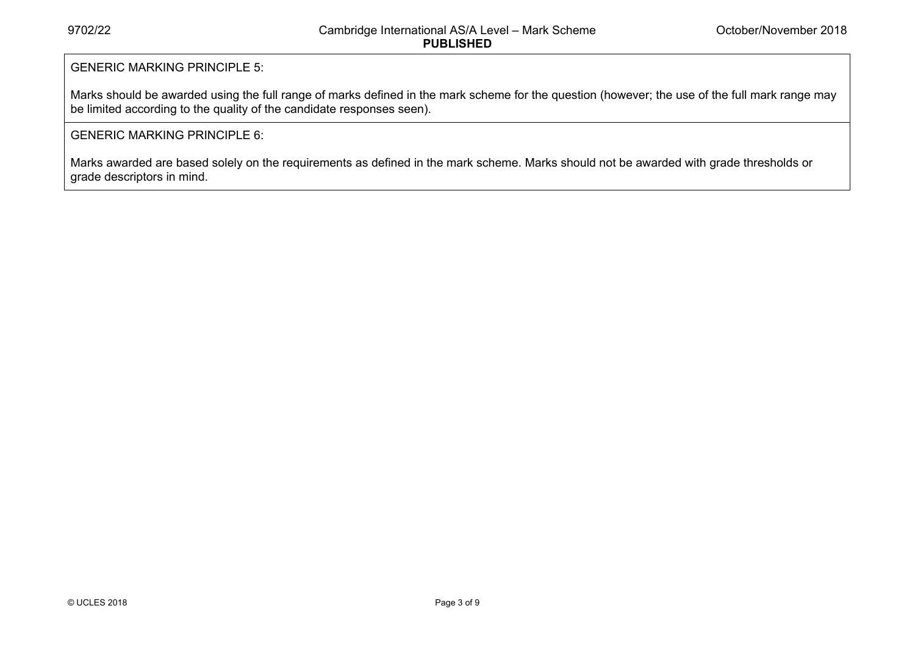GENERIC MARKING PRINCIPLE 5:

Marks should be awarded using the full range of marks defined in the mark scheme for the question (however; the use of the full mark range may be limited according to the quality of the candidate responses seen).

GENERIC MARKING PRINCIPLE 6:

Marks awarded are based solely on the requirements as defined in the mark scheme. Marks should not be awarded with grade thresholds or grade descriptors in mind.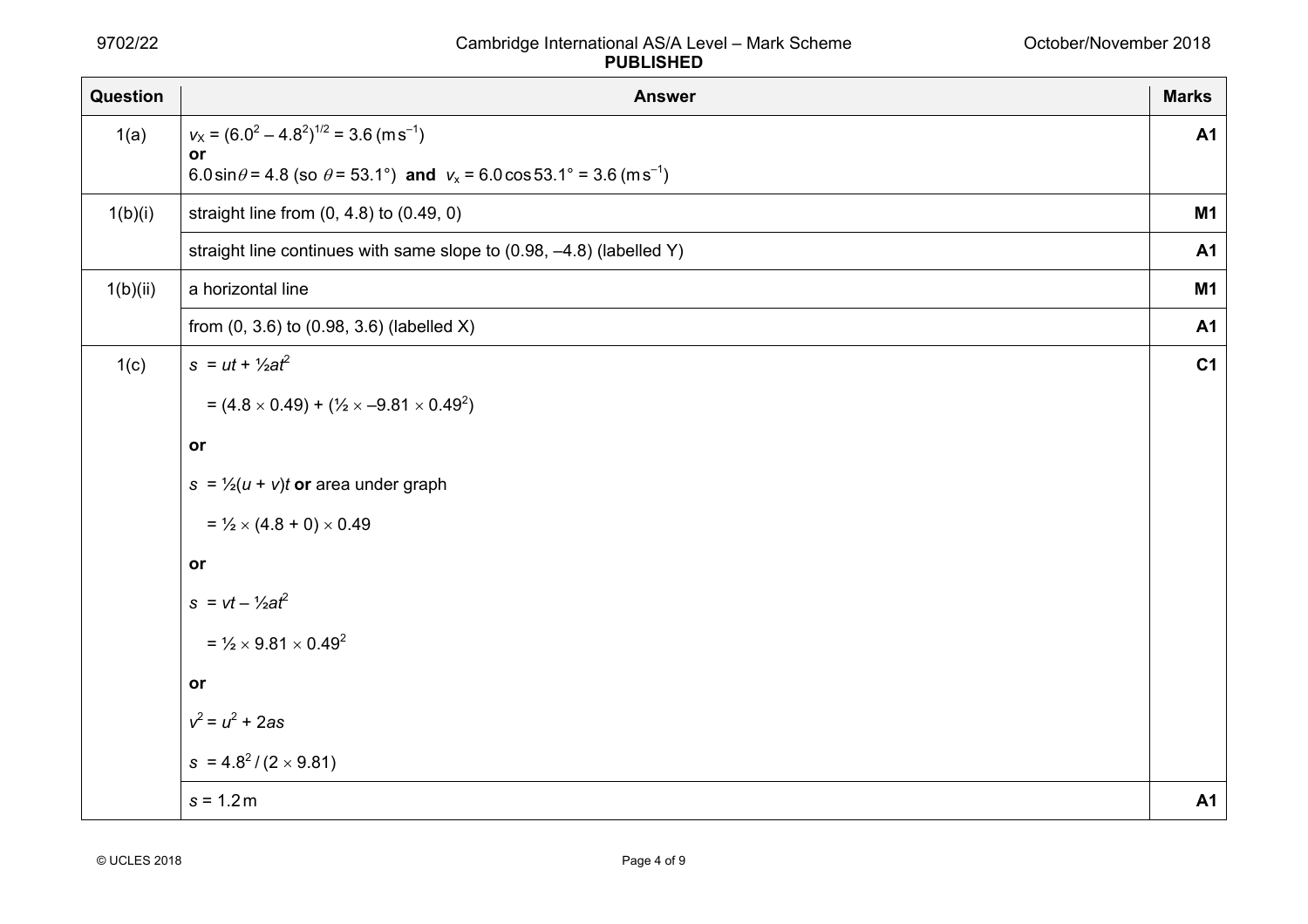| Question | Answer | Marks |
|---|---|---|
| 1(a) | $v_X = (6.0^2 – 4.8^2)^{1/2} = 3.6\ (\text{m s}^{-1})$ **or** $6.0 \sin\theta = 4.8$ (so $\theta = 53.1°$) **and** $v_x = 6.0 \cos 53.1° = 3.6\ (\text{m s}^{-1})$ | A1 |
| 1(b)(i) | straight line from (0, 4.8) to (0.49, 0) | M1 |
| | straight line continues with same slope to (0.98, –4.8) (labelled Y) | A1 |
| 1(b)(ii) | a horizontal line | M1 |
| | from (0, 3.6) to (0.98, 3.6) (labelled X) | A1 |
| 1(c) | $s = ut + ½at^2$ <br> $= (4.8 \times 0.49) + (½ \times –9.81 \times 0.49^2)$ <br> **or** <br> $s = ½(u + v)t$ **or** area under graph <br> $= ½ \times (4.8 + 0) \times 0.49$ <br> **or** <br> $s = vt – ½at^2$ <br> $= ½ \times 9.81 \times 0.49^2$ <br> **or** <br> $v^2 = u^2 + 2as$ <br> $s = 4.8^2 / (2 \times 9.81)$ | C1 |
| | $s = 1.2\ \text{m}$ | A1 |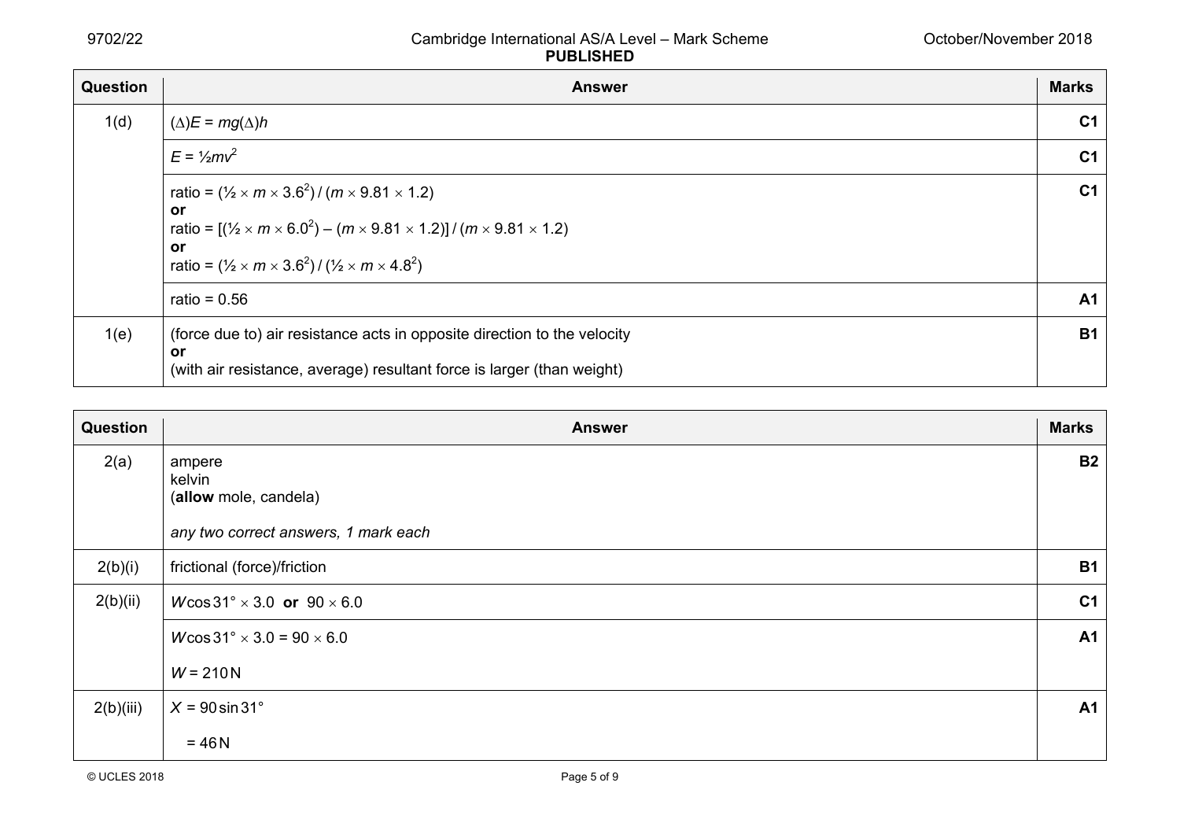| Question | Answer | Marks |
| --- | --- | --- |
| 1(d) | $(\Delta)E = mg(\Delta)h$ | C1 |
| | $E = ½mv^2$ | C1 |
| | ratio = $(½ \times m \times 3.6^2) / (m \times 9.81 \times 1.2)$ **or** ratio = $[(½ \times m \times 6.0^2) – (m \times 9.81 \times 1.2)] / (m \times 9.81 \times 1.2)$ **or** ratio = $(½ \times m \times 3.6^2) / (½ \times m \times 4.8^2)$ | C1 |
| | ratio = 0.56 | A1 |
| 1(e) | (force due to) air resistance acts in opposite direction to the velocity **or** (with air resistance, average) resultant force is larger (than weight) | B1 |

| Question | Answer | Marks |
| --- | --- | --- |
| 2(a) | ampere<br>kelvin<br>(**allow** mole, candela)<br><br>*any two correct answers, 1 mark each* | B2 |
| 2(b)(i) | frictional (force)/friction | B1 |
| 2(b)(ii) | $W\cos 31° \times 3.0$ **or** $90 \times 6.0$ | C1 |
| | $W\cos 31° \times 3.0 = 90 \times 6.0$<br><br>$W = 210\,\text{N}$ | A1 |
| 2(b)(iii) | $X = 90\sin 31°$<br><br>$= 46\,\text{N}$ | A1 |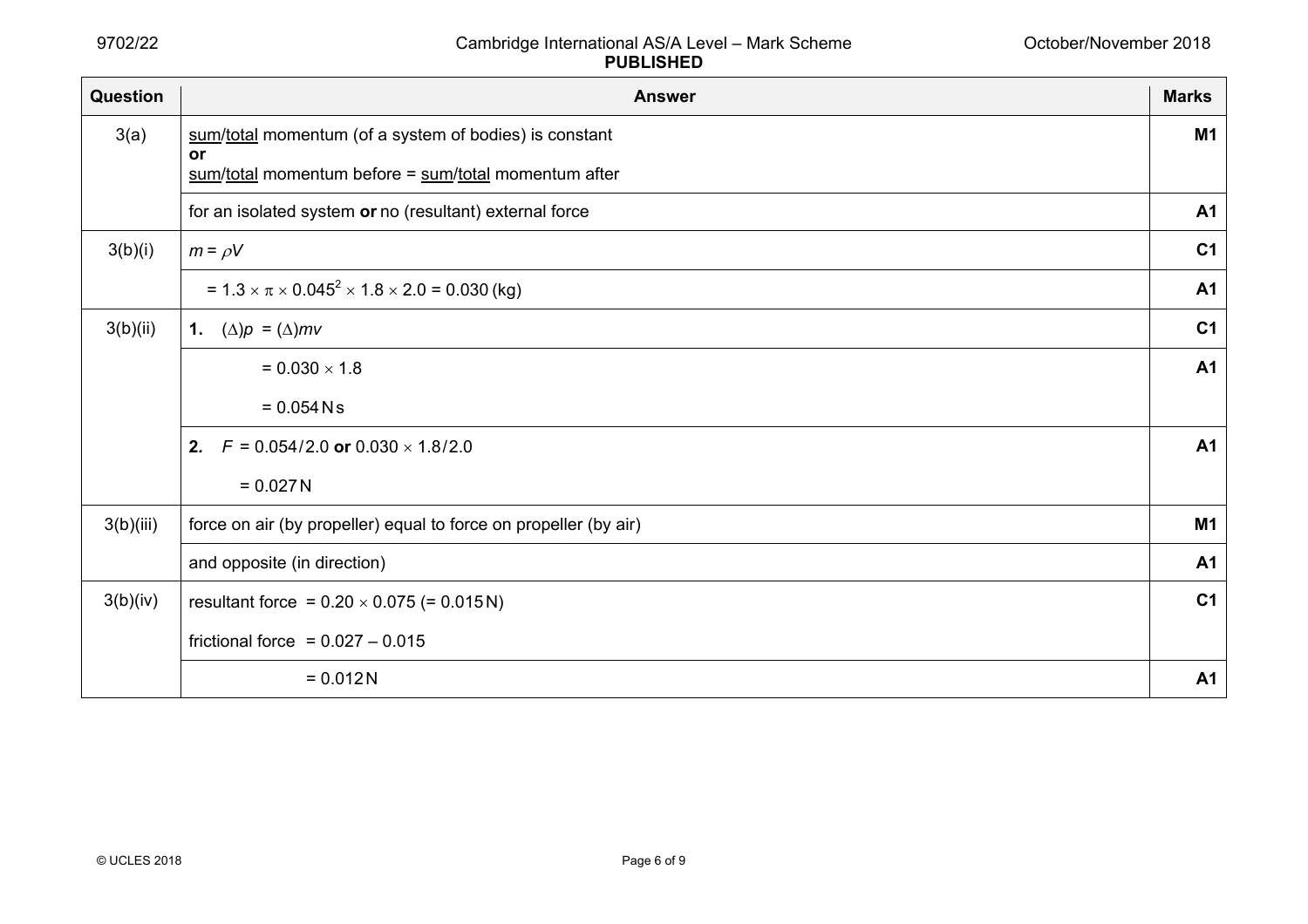| Question | Answer | Marks |
|---|---|---|
| 3(a) | <u>sum</u>/<u>total</u> momentum (of a system of bodies) is constant **or** <u>sum</u>/<u>total</u> momentum before = <u>sum</u>/<u>total</u> momentum after | **M1** |
| | for an isolated system **or** no (resultant) external force | **A1** |
| 3(b)(i) | $m = \rho V$ | **C1** |
| | $= 1.3 \times \pi \times 0.045^2 \times 1.8 \times 2.0 = 0.030$ (kg) | **A1** |
| 3(b)(ii) | **1.** $(\Delta)p = (\Delta)mv$ | **C1** |
| | $= 0.030 \times 1.8$ <br> $= 0.054$ N s | **A1** |
| | **2.** $F = 0.054/2.0$ **or** $0.030 \times 1.8/2.0$ <br> $= 0.027$ N | **A1** |
| 3(b)(iii) | force on air (by propeller) equal to force on propeller (by air) | **M1** |
| | and opposite (in direction) | **A1** |
| 3(b)(iv) | resultant force $= 0.20 \times 0.075$ (= 0.015 N) <br> frictional force $= 0.027 - 0.015$ | **C1** |
| | $= 0.012$ N | **A1** |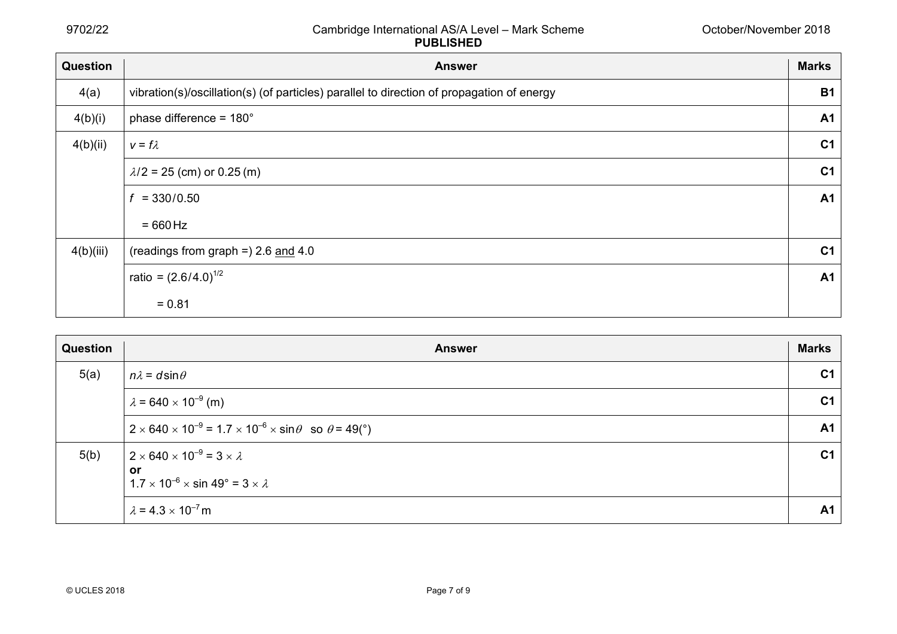| Question | Answer | Marks |
|---|---|---|
| 4(a) | vibration(s)/oscillation(s) (of particles) parallel to direction of propagation of energy | B1 |
| 4(b)(i) | phase difference = 180° | A1 |
| 4(b)(ii) | $v = f\lambda$ | C1 |
| | $\lambda/2 = 25$ (cm) or $0.25$ (m) | C1 |
| | $f = 330/0.50$<br>$= 660\,\text{Hz}$ | A1 |
| 4(b)(iii) | (readings from graph =) 2.6 and 4.0 | C1 |
| | ratio $= (2.6/4.0)^{1/2}$<br>$= 0.81$ | A1 |

| Question | Answer | Marks |
|---|---|---|
| 5(a) | $n\lambda = d\sin\theta$ | C1 |
| | $\lambda = 640 \times 10^{-9}$ (m) | C1 |
| | $2 \times 640 \times 10^{-9} = 1.7 \times 10^{-6} \times \sin\theta$ so $\theta = 49(°)$ | A1 |
| 5(b) | $2 \times 640 \times 10^{-9} = 3 \times \lambda$<br>**or**<br>$1.7 \times 10^{-6} \times \sin 49° = 3 \times \lambda$ | C1 |
| | $\lambda = 4.3 \times 10^{-7}\,\text{m}$ | A1 |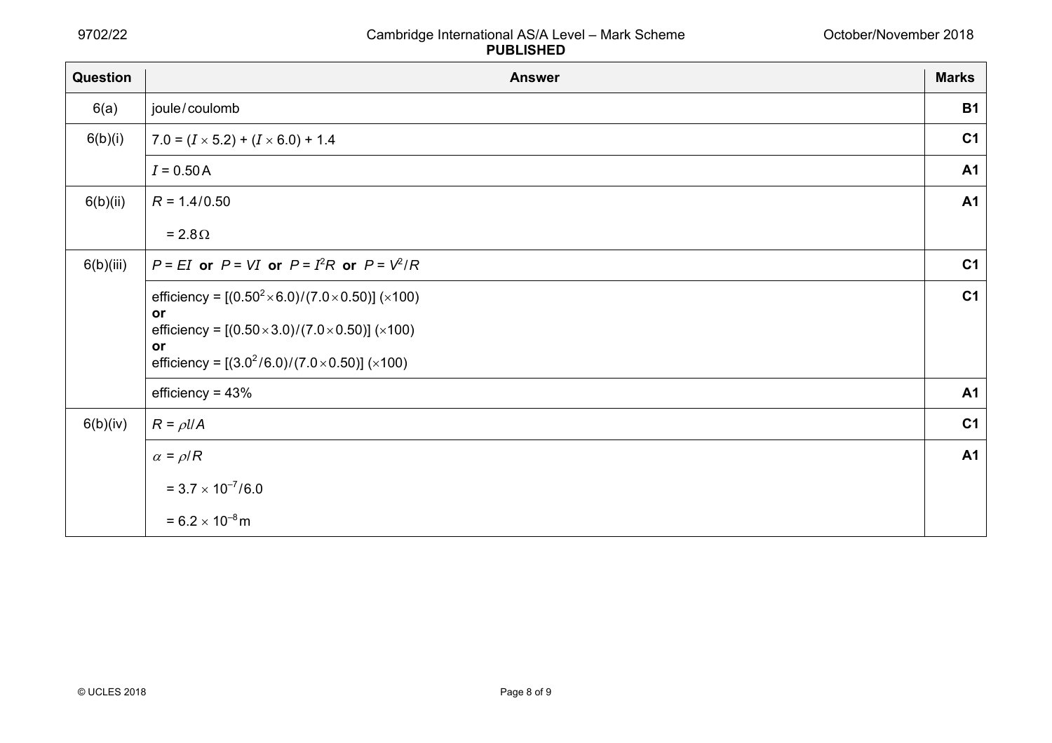| Question | Answer | Marks |
|---|---|---|
| 6(a) | joule / coulomb | B1 |
| 6(b)(i) | $7.0 = (I \times 5.2) + (I \times 6.0) + 1.4$ | C1 |
| | $I = 0.50\,\text{A}$ | A1 |
| 6(b)(ii) | $R = 1.4 / 0.50$<br><br>$= 2.8\,\Omega$ | A1 |
| 6(b)(iii) | $P = EI$ **or** $P = VI$ **or** $P = I^2R$ **or** $P = V^2/R$ | C1 |
| | efficiency = $[(0.50^2 \times 6.0)/(7.0 \times 0.50)]\ (\times 100)$<br>**or**<br>efficiency = $[(0.50 \times 3.0)/(7.0 \times 0.50)]\ (\times 100)$<br>**or**<br>efficiency = $[(3.0^2/6.0)/(7.0 \times 0.50)]\ (\times 100)$ | C1 |
| | efficiency = 43% | A1 |
| 6(b)(iv) | $R = \rho l / A$ | C1 |
| | $\alpha = \rho / R$<br><br>$= 3.7 \times 10^{-7} / 6.0$<br><br>$= 6.2 \times 10^{-8}\,\text{m}$ | A1 |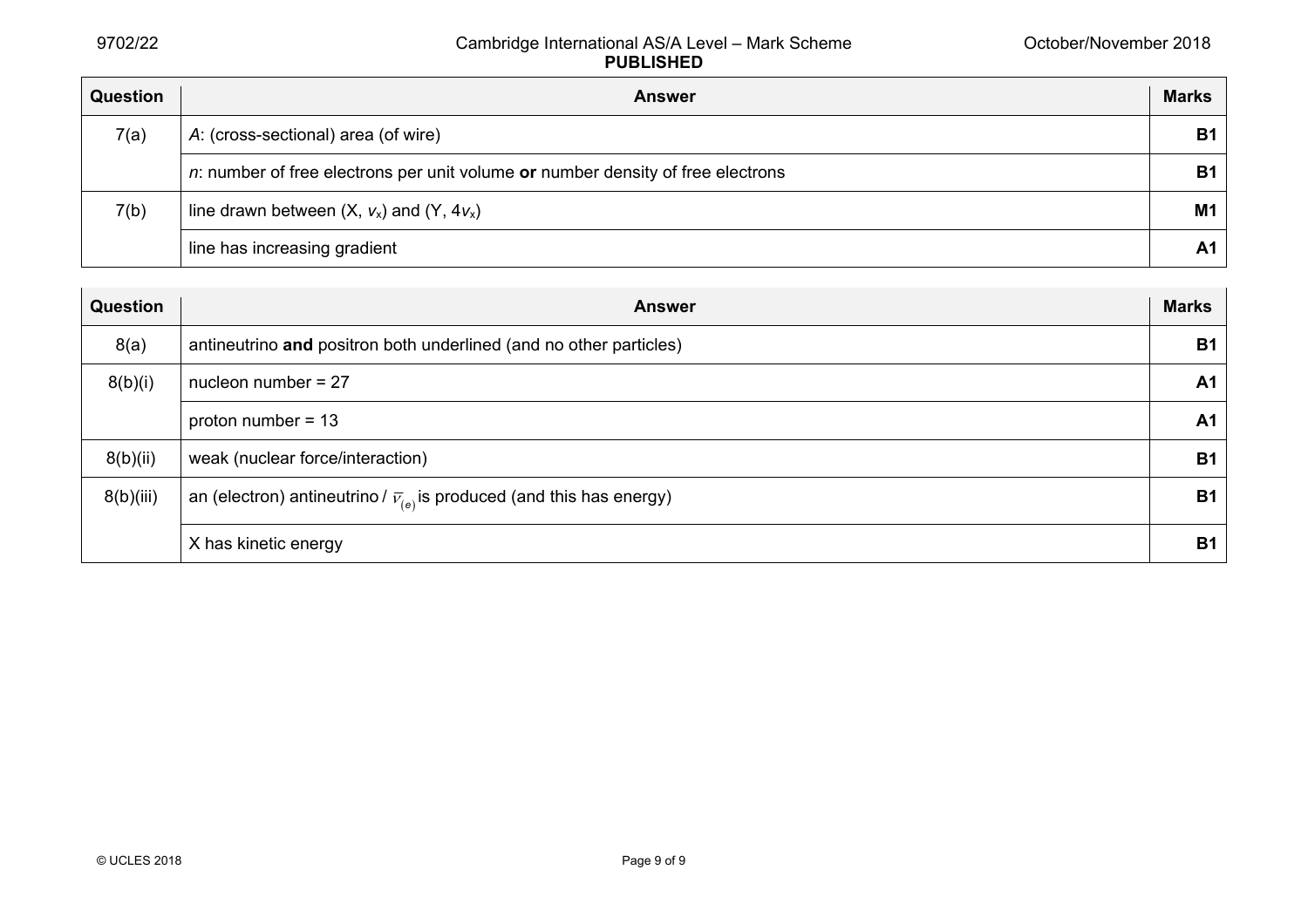| Question | Answer | Marks |
|---|---|---|
| 7(a) | *A*: (cross-sectional) area (of wire) | **B1** |
| | *n*: number of free electrons per unit volume **or** number density of free electrons | **B1** |
| 7(b) | line drawn between (X, $v_x$) and (Y, $4v_x$) | **M1** |
| | line has increasing gradient | **A1** |

| Question | Answer | Marks |
|---|---|---|
| 8(a) | antineutrino **and** positron both underlined (and no other particles) | **B1** |
| 8(b)(i) | nucleon number = 27 | **A1** |
| | proton number = 13 | **A1** |
| 8(b)(ii) | weak (nuclear force/interaction) | **B1** |
| 8(b)(iii) | an (electron) antineutrino / $\overline{\nu}_{(e)}$ is produced (and this has energy) | **B1** |
| | X has kinetic energy | **B1** |